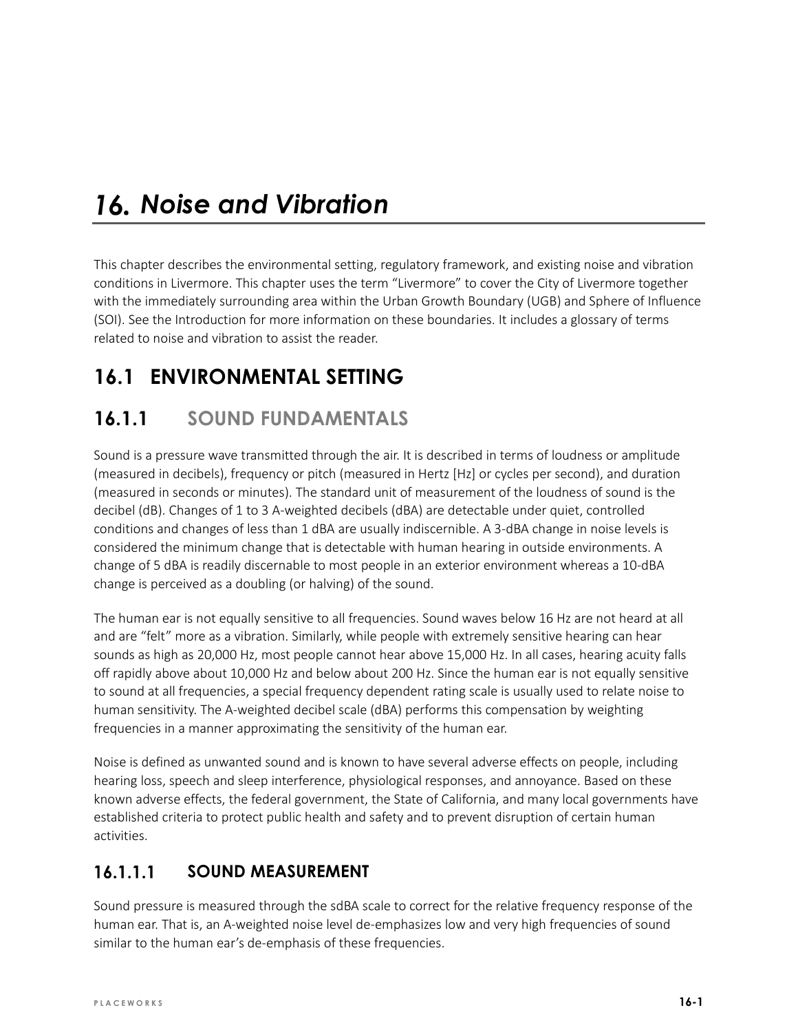# 16. Noise and Vibration

This chapter describes the environmental setting, regulatory framework, and existing noise and vibration conditions in Livermore. This chapter uses the term "Livermore" to cover the City of Livermore together with the immediately surrounding area within the Urban Growth Boundary (UGB) and Sphere of Influence (SOI). See the Introduction for more information on these boundaries. It includes a glossary of terms related to noise and vibration to assist the reader.

## 16.1 ENVIRONMENTAL SETTING

### 16.1.1 SOUND FUNDAMENTALS

Sound is a pressure wave transmitted through the air. It is described in terms of loudness or amplitude (measured in decibels), frequency or pitch (measured in Hertz [Hz] or cycles per second), and duration (measured in seconds or minutes). The standard unit of measurement of the loudness of sound is the decibel (dB). Changes of 1 to 3 A-weighted decibels (dBA) are detectable under quiet, controlled conditions and changes of less than 1 dBA are usually indiscernible. A 3-dBA change in noise levels is considered the minimum change that is detectable with human hearing in outside environments. A change of 5 dBA is readily discernable to most people in an exterior environment whereas a 10-dBA change is perceived as a doubling (or halving) of the sound.

The human ear is not equally sensitive to all frequencies. Sound waves below 16 Hz are not heard at all and are "felt" more as a vibration. Similarly, while people with extremely sensitive hearing can hear sounds as high as 20,000 Hz, most people cannot hear above 15,000 Hz. In all cases, hearing acuity falls off rapidly above about 10,000 Hz and below about 200 Hz. Since the human ear is not equally sensitive to sound at all frequencies, a special frequency dependent rating scale is usually used to relate noise to human sensitivity. The A-weighted decibel scale (dBA) performs this compensation by weighting frequencies in a manner approximating the sensitivity of the human ear.

Noise is defined as unwanted sound and is known to have several adverse effects on people, including hearing loss, speech and sleep interference, physiological responses, and annoyance. Based on these known adverse effects, the federal government, the State of California, and many local governments have established criteria to protect public health and safety and to prevent disruption of certain human activities.

#### 16.1.1.1 SOUND MEASUREMENT

Sound pressure is measured through the sdBA scale to correct for the relative frequency response of the human ear. That is, an A-weighted noise level de-emphasizes low and very high frequencies of sound similar to the human ear's de-emphasis of these frequencies.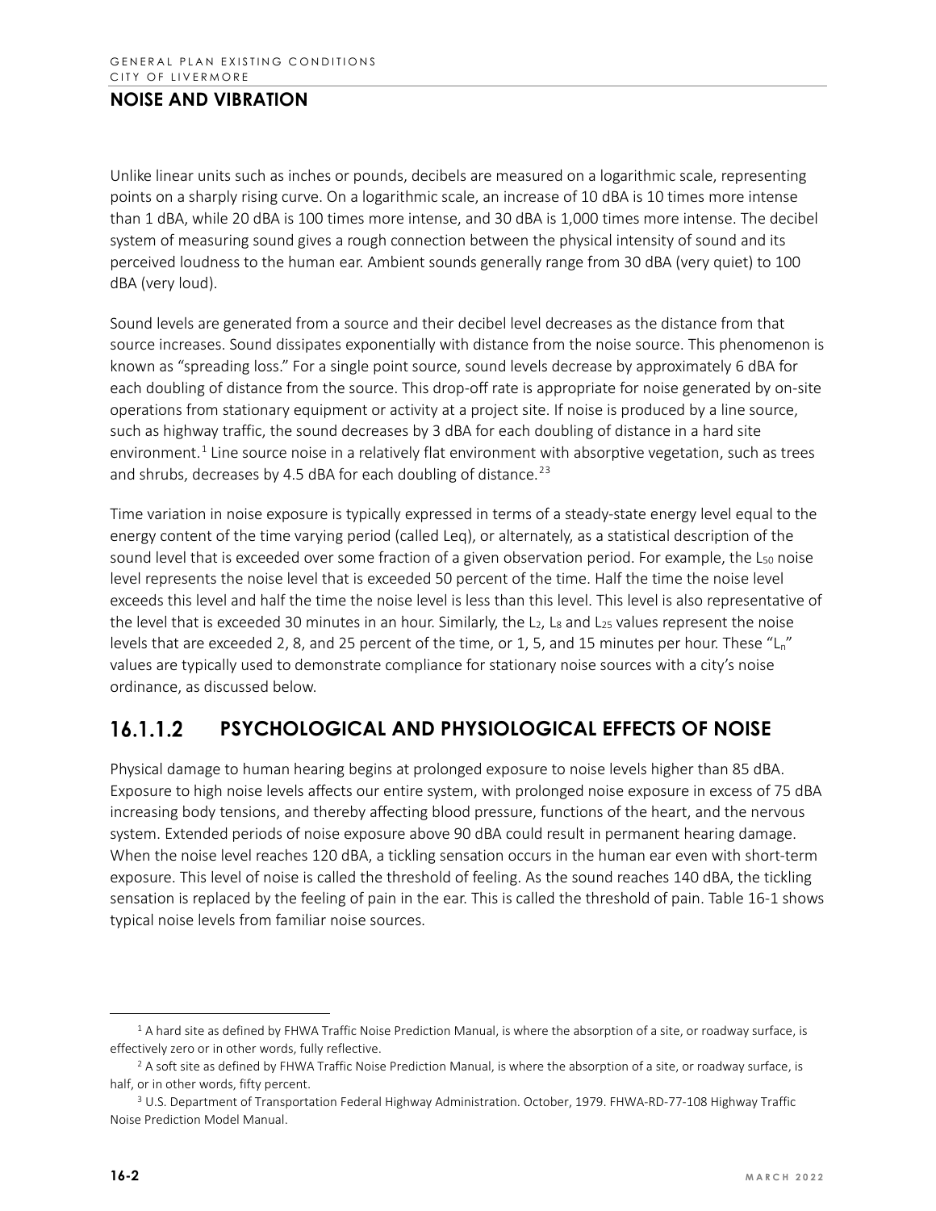## NOISE AND VIBRATION

Unlike linear units such as inches or pounds, decibels are measured on a logarithmic scale, representing points on a sharply rising curve. On a logarithmic scale, an increase of 10 dBA is 10 times more intense than 1 dBA, while 20 dBA is 100 times more intense, and 30 dBA is 1,000 times more intense. The decibel system of measuring sound gives a rough connection between the physical intensity of sound and its perceived loudness to the human ear. Ambient sounds generally range from 30 dBA (very quiet) to 100 dBA (very loud).

Sound levels are generated from a source and their decibel level decreases as the distance from that source increases. Sound dissipates exponentially with distance from the noise source. This phenomenon is known as "spreading loss." For a single point source, sound levels decrease by approximately 6 dBA for each doubling of distance from the source. This drop-off rate is appropriate for noise generated by on-site operations from stationary equipment or activity at a project site. If noise is produced by a line source, such as highway traffic, the sound decreases by 3 dBA for each doubling of distance in a hard site environment.[1] Line source noise in a relatively flat environment with absorptive vegetation, such as trees and shrubs, decreases by 4.5 dBA for each doubling of distance.[2,3]

Time variation in noise exposure is typically expressed in terms of a steady-state energy level equal to the energy content of the time varying period (called Leq), or alternately, as a statistical description of the sound level that is exceeded over some fraction of a given observation period. For example, the $L_{50}$ noise level represents the noise level that is exceeded 50 percent of the time. Half the time the noise level exceeds this level and half the time the noise level is less than this level. This level is also representative of the level that is exceeded 30 minutes in an hour. Similarly, the $L_2$, $L_8$ and $L_{25}$ values represent the noise levels that are exceeded 2, 8, and 25 percent of the time, or 1, 5, and 15 minutes per hour. These "$L_n$" values are typically used to demonstrate compliance for stationary noise sources with a city's noise ordinance, as discussed below.

### 16.1.1.2 PSYCHOLOGICAL AND PHYSIOLOGICAL EFFECTS OF NOISE

Physical damage to human hearing begins at prolonged exposure to noise levels higher than 85 dBA. Exposure to high noise levels affects our entire system, with prolonged noise exposure in excess of 75 dBA increasing body tensions, and thereby affecting blood pressure, functions of the heart, and the nervous system. Extended periods of noise exposure above 90 dBA could result in permanent hearing damage. When the noise level reaches 120 dBA, a tickling sensation occurs in the human ear even with short-term exposure. This level of noise is called the threshold of feeling. As the sound reaches 140 dBA, the tickling sensation is replaced by the feeling of pain in the ear. This is called the threshold of pain. Table 16-1 shows typical noise levels from familiar noise sources.

---

[1] A hard site as defined by FHWA Traffic Noise Prediction Manual, is where the absorption of a site, or roadway surface, is effectively zero or in other words, fully reflective.

[2] A soft site as defined by FHWA Traffic Noise Prediction Manual, is where the absorption of a site, or roadway surface, is half, or in other words, fifty percent.

[3] U.S. Department of Transportation Federal Highway Administration. October, 1979. FHWA-RD-77-108 Highway Traffic Noise Prediction Model Manual.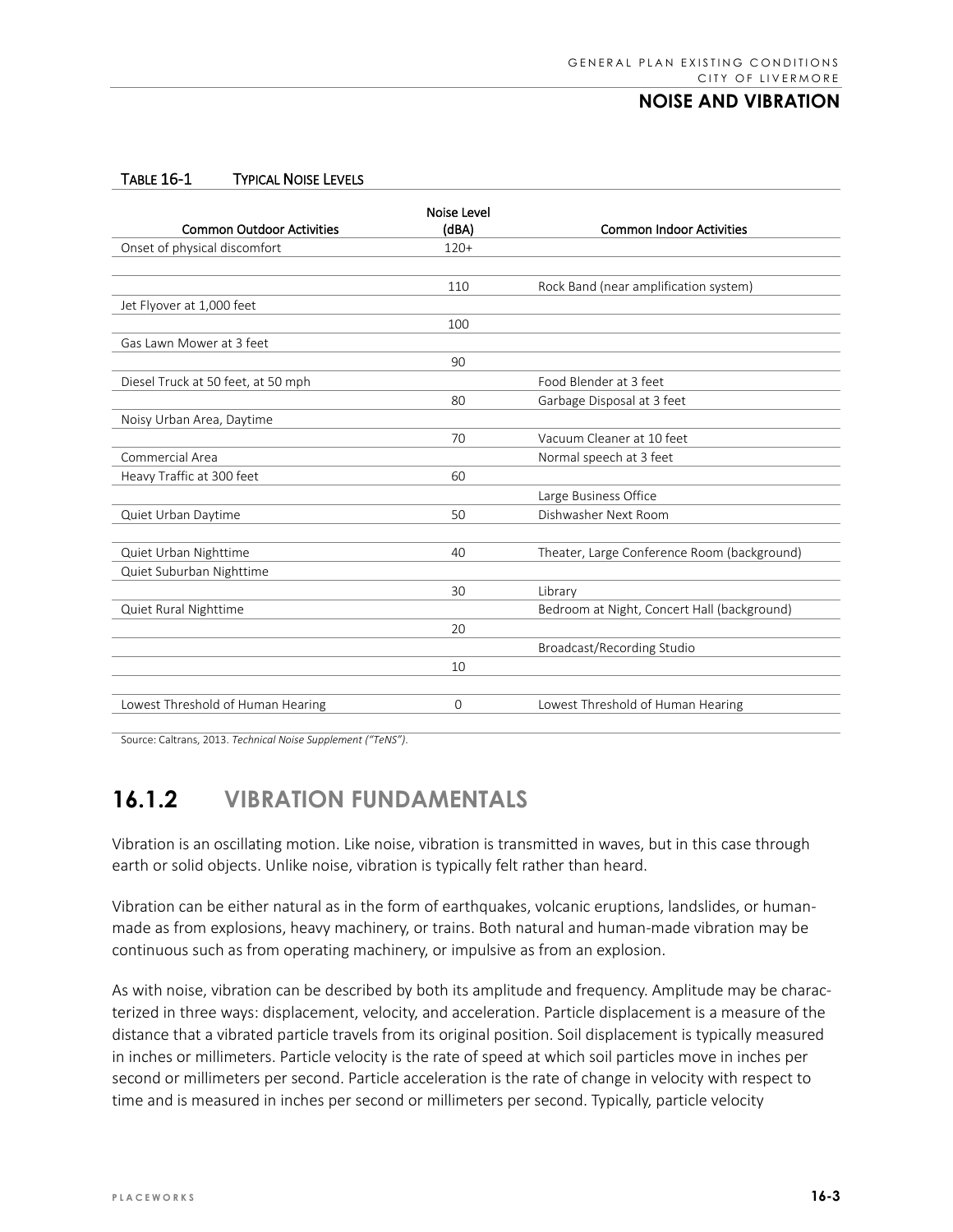TABLE 16-1 TYPICAL NOISE LEVELS

| Common Outdoor Activities | Noise Level (dBA) | Common Indoor Activities |
|---|---|---|
| Onset of physical discomfort | 120+ | |
| | | |
| | 110 | Rock Band (near amplification system) |
| Jet Flyover at 1,000 feet | | |
| | 100 | |
| Gas Lawn Mower at 3 feet | | |
| | 90 | |
| Diesel Truck at 50 feet, at 50 mph | | Food Blender at 3 feet |
| | 80 | Garbage Disposal at 3 feet |
| Noisy Urban Area, Daytime | | |
| | 70 | Vacuum Cleaner at 10 feet |
| Commercial Area | | Normal speech at 3 feet |
| Heavy Traffic at 300 feet | 60 | |
| | | Large Business Office |
| Quiet Urban Daytime | 50 | Dishwasher Next Room |
| | | |
| Quiet Urban Nighttime | 40 | Theater, Large Conference Room (background) |
| Quiet Suburban Nighttime | | |
| | 30 | Library |
| Quiet Rural Nighttime | | Bedroom at Night, Concert Hall (background) |
| | 20 | |
| | | Broadcast/Recording Studio |
| | 10 | |
| | | |
| Lowest Threshold of Human Hearing | 0 | Lowest Threshold of Human Hearing |

Source: Caltrans, 2013. *Technical Noise Supplement ("TeNS")*.

## 16.1.2 VIBRATION FUNDAMENTALS

Vibration is an oscillating motion. Like noise, vibration is transmitted in waves, but in this case through earth or solid objects. Unlike noise, vibration is typically felt rather than heard.

Vibration can be either natural as in the form of earthquakes, volcanic eruptions, landslides, or human-made as from explosions, heavy machinery, or trains. Both natural and human-made vibration may be continuous such as from operating machinery, or impulsive as from an explosion.

As with noise, vibration can be described by both its amplitude and frequency. Amplitude may be characterized in three ways: displacement, velocity, and acceleration. Particle displacement is a measure of the distance that a vibrated particle travels from its original position. Soil displacement is typically measured in inches or millimeters. Particle velocity is the rate of speed at which soil particles move in inches per second or millimeters per second. Particle acceleration is the rate of change in velocity with respect to time and is measured in inches per second or millimeters per second. Typically, particle velocity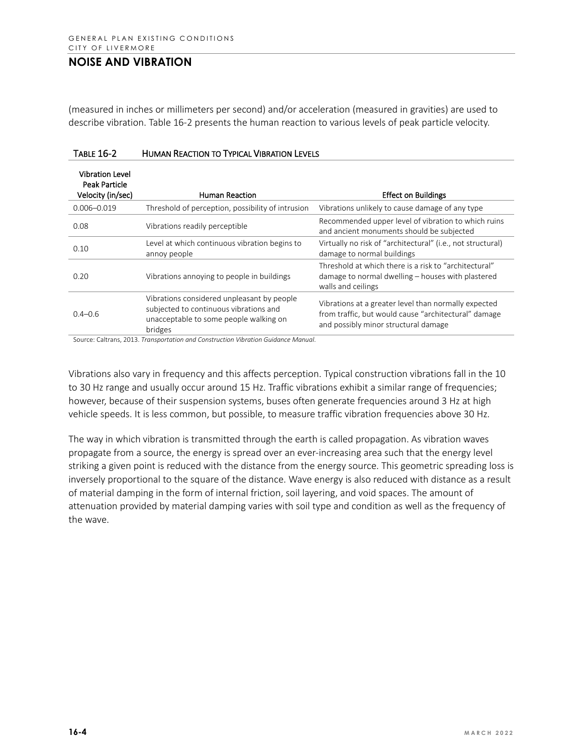(measured in inches or millimeters per second) and/or acceleration (measured in gravities) are used to describe vibration. Table 16-2 presents the human reaction to various levels of peak particle velocity.

TABLE 16-2 HUMAN REACTION TO TYPICAL VIBRATION LEVELS

| Vibration Level Peak Particle Velocity (in/sec) | Human Reaction | Effect on Buildings |
|---|---|---|
| 0.006–0.019 | Threshold of perception, possibility of intrusion | Vibrations unlikely to cause damage of any type |
| 0.08 | Vibrations readily perceptible | Recommended upper level of vibration to which ruins and ancient monuments should be subjected |
| 0.10 | Level at which continuous vibration begins to annoy people | Virtually no risk of "architectural" (i.e., not structural) damage to normal buildings |
| 0.20 | Vibrations annoying to people in buildings | Threshold at which there is a risk to "architectural" damage to normal dwelling – houses with plastered walls and ceilings |
| 0.4–0.6 | Vibrations considered unpleasant by people subjected to continuous vibrations and unacceptable to some people walking on bridges | Vibrations at a greater level than normally expected from traffic, but would cause "architectural" damage and possibly minor structural damage |

Source: Caltrans, 2013. *Transportation and Construction Vibration Guidance Manual*.

Vibrations also vary in frequency and this affects perception. Typical construction vibrations fall in the 10 to 30 Hz range and usually occur around 15 Hz. Traffic vibrations exhibit a similar range of frequencies; however, because of their suspension systems, buses often generate frequencies around 3 Hz at high vehicle speeds. It is less common, but possible, to measure traffic vibration frequencies above 30 Hz.

The way in which vibration is transmitted through the earth is called propagation. As vibration waves propagate from a source, the energy is spread over an ever-increasing area such that the energy level striking a given point is reduced with the distance from the energy source. This geometric spreading loss is inversely proportional to the square of the distance. Wave energy is also reduced with distance as a result of material damping in the form of internal friction, soil layering, and void spaces. The amount of attenuation provided by material damping varies with soil type and condition as well as the frequency of the wave.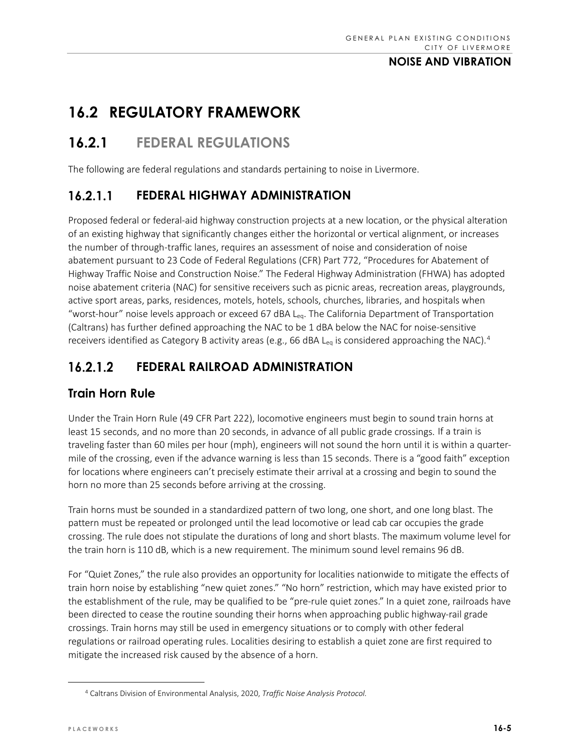# 16.2 REGULATORY FRAMEWORK

## 16.2.1 FEDERAL REGULATIONS

The following are federal regulations and standards pertaining to noise in Livermore.

### 16.2.1.1 FEDERAL HIGHWAY ADMINISTRATION

Proposed federal or federal-aid highway construction projects at a new location, or the physical alteration of an existing highway that significantly changes either the horizontal or vertical alignment, or increases the number of through-traffic lanes, requires an assessment of noise and consideration of noise abatement pursuant to 23 Code of Federal Regulations (CFR) Part 772, "Procedures for Abatement of Highway Traffic Noise and Construction Noise." The Federal Highway Administration (FHWA) has adopted noise abatement criteria (NAC) for sensitive receivers such as picnic areas, recreation areas, playgrounds, active sport areas, parks, residences, motels, hotels, schools, churches, libraries, and hospitals when "worst-hour" noise levels approach or exceed 67 dBA $L_{eq}$. The California Department of Transportation (Caltrans) has further defined approaching the NAC to be 1 dBA below the NAC for noise-sensitive receivers identified as Category B activity areas (e.g., 66 dBA $L_{eq}$ is considered approaching the NAC).[4]

### 16.2.1.2 FEDERAL RAILROAD ADMINISTRATION

#### Train Horn Rule

Under the Train Horn Rule (49 CFR Part 222), locomotive engineers must begin to sound train horns at least 15 seconds, and no more than 20 seconds, in advance of all public grade crossings. If a train is traveling faster than 60 miles per hour (mph), engineers will not sound the horn until it is within a quarter-mile of the crossing, even if the advance warning is less than 15 seconds. There is a "good faith" exception for locations where engineers can't precisely estimate their arrival at a crossing and begin to sound the horn no more than 25 seconds before arriving at the crossing.

Train horns must be sounded in a standardized pattern of two long, one short, and one long blast. The pattern must be repeated or prolonged until the lead locomotive or lead cab car occupies the grade crossing. The rule does not stipulate the durations of long and short blasts. The maximum volume level for the train horn is 110 dB, which is a new requirement. The minimum sound level remains 96 dB.

For "Quiet Zones," the rule also provides an opportunity for localities nationwide to mitigate the effects of train horn noise by establishing "new quiet zones." "No horn" restriction, which may have existed prior to the establishment of the rule, may be qualified to be "pre-rule quiet zones." In a quiet zone, railroads have been directed to cease the routine sounding their horns when approaching public highway-rail grade crossings. Train horns may still be used in emergency situations or to comply with other federal regulations or railroad operating rules. Localities desiring to establish a quiet zone are first required to mitigate the increased risk caused by the absence of a horn.

[4] Caltrans Division of Environmental Analysis, 2020, *Traffic Noise Analysis Protocol.*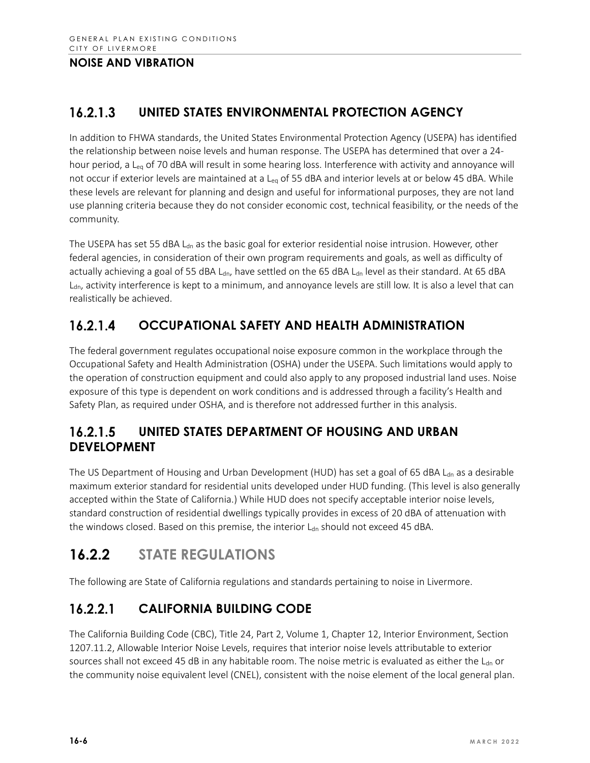### 16.2.1.3 UNITED STATES ENVIRONMENTAL PROTECTION AGENCY

In addition to FHWA standards, the United States Environmental Protection Agency (USEPA) has identified the relationship between noise levels and human response. The USEPA has determined that over a 24-hour period, a $L_{eq}$ of 70 dBA will result in some hearing loss. Interference with activity and annoyance will not occur if exterior levels are maintained at a $L_{eq}$ of 55 dBA and interior levels at or below 45 dBA. While these levels are relevant for planning and design and useful for informational purposes, they are not land use planning criteria because they do not consider economic cost, technical feasibility, or the needs of the community.

The USEPA has set 55 dBA $L_{dn}$ as the basic goal for exterior residential noise intrusion. However, other federal agencies, in consideration of their own program requirements and goals, as well as difficulty of actually achieving a goal of 55 dBA $L_{dn}$, have settled on the 65 dBA $L_{dn}$ level as their standard. At 65 dBA $L_{dn}$, activity interference is kept to a minimum, and annoyance levels are still low. It is also a level that can realistically be achieved.

### 16.2.1.4 OCCUPATIONAL SAFETY AND HEALTH ADMINISTRATION

The federal government regulates occupational noise exposure common in the workplace through the Occupational Safety and Health Administration (OSHA) under the USEPA. Such limitations would apply to the operation of construction equipment and could also apply to any proposed industrial land uses. Noise exposure of this type is dependent on work conditions and is addressed through a facility's Health and Safety Plan, as required under OSHA, and is therefore not addressed further in this analysis.

### 16.2.1.5 UNITED STATES DEPARTMENT OF HOUSING AND URBAN DEVELOPMENT

The US Department of Housing and Urban Development (HUD) has set a goal of 65 dBA $L_{dn}$ as a desirable maximum exterior standard for residential units developed under HUD funding. (This level is also generally accepted within the State of California.) While HUD does not specify acceptable interior noise levels, standard construction of residential dwellings typically provides in excess of 20 dBA of attenuation with the windows closed. Based on this premise, the interior $L_{dn}$ should not exceed 45 dBA.

## 16.2.2 STATE REGULATIONS

The following are State of California regulations and standards pertaining to noise in Livermore.

### 16.2.2.1 CALIFORNIA BUILDING CODE

The California Building Code (CBC), Title 24, Part 2, Volume 1, Chapter 12, Interior Environment, Section 1207.11.2, Allowable Interior Noise Levels, requires that interior noise levels attributable to exterior sources shall not exceed 45 dB in any habitable room. The noise metric is evaluated as either the $L_{dn}$ or the community noise equivalent level (CNEL), consistent with the noise element of the local general plan.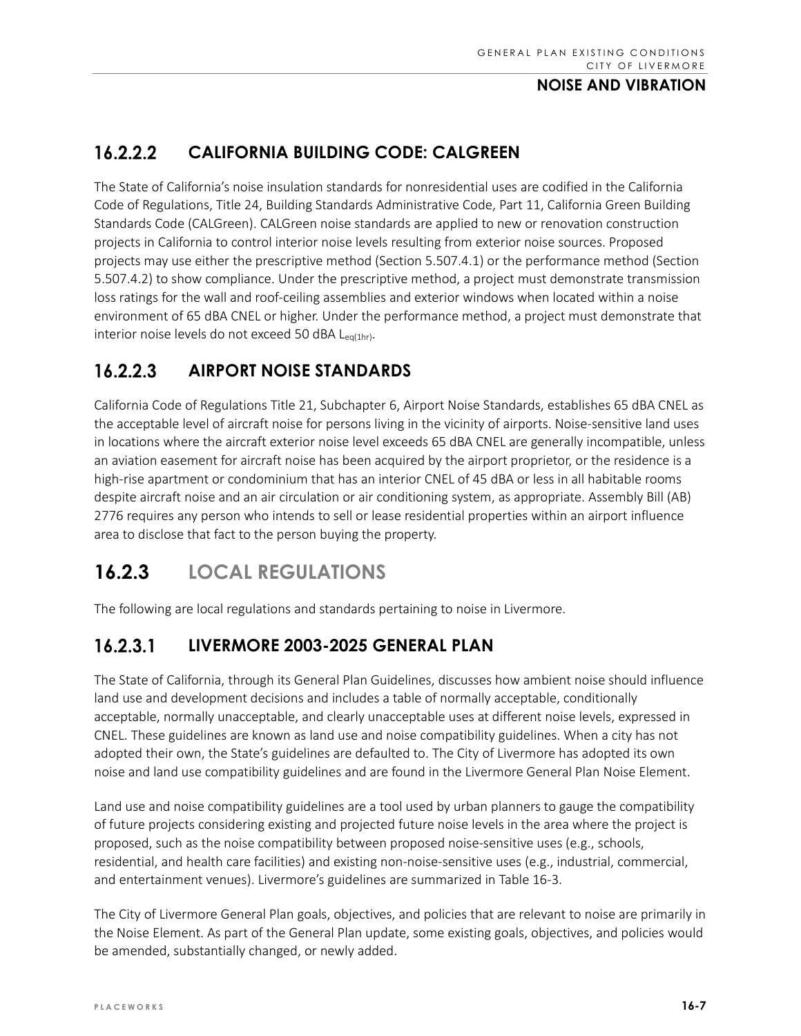### 16.2.2.2 CALIFORNIA BUILDING CODE: CALGREEN

The State of California's noise insulation standards for nonresidential uses are codified in the California Code of Regulations, Title 24, Building Standards Administrative Code, Part 11, California Green Building Standards Code (CALGreen). CALGreen noise standards are applied to new or renovation construction projects in California to control interior noise levels resulting from exterior noise sources. Proposed projects may use either the prescriptive method (Section 5.507.4.1) or the performance method (Section 5.507.4.2) to show compliance. Under the prescriptive method, a project must demonstrate transmission loss ratings for the wall and roof-ceiling assemblies and exterior windows when located within a noise environment of 65 dBA CNEL or higher. Under the performance method, a project must demonstrate that interior noise levels do not exceed 50 dBA $L_{eq(1hr)}$.

### 16.2.2.3 AIRPORT NOISE STANDARDS

California Code of Regulations Title 21, Subchapter 6, Airport Noise Standards, establishes 65 dBA CNEL as the acceptable level of aircraft noise for persons living in the vicinity of airports. Noise-sensitive land uses in locations where the aircraft exterior noise level exceeds 65 dBA CNEL are generally incompatible, unless an aviation easement for aircraft noise has been acquired by the airport proprietor, or the residence is a high-rise apartment or condominium that has an interior CNEL of 45 dBA or less in all habitable rooms despite aircraft noise and an air circulation or air conditioning system, as appropriate. Assembly Bill (AB) 2776 requires any person who intends to sell or lease residential properties within an airport influence area to disclose that fact to the person buying the property.

## 16.2.3 LOCAL REGULATIONS

The following are local regulations and standards pertaining to noise in Livermore.

### 16.2.3.1 LIVERMORE 2003-2025 GENERAL PLAN

The State of California, through its General Plan Guidelines, discusses how ambient noise should influence land use and development decisions and includes a table of normally acceptable, conditionally acceptable, normally unacceptable, and clearly unacceptable uses at different noise levels, expressed in CNEL. These guidelines are known as land use and noise compatibility guidelines. When a city has not adopted their own, the State's guidelines are defaulted to. The City of Livermore has adopted its own noise and land use compatibility guidelines and are found in the Livermore General Plan Noise Element.

Land use and noise compatibility guidelines are a tool used by urban planners to gauge the compatibility of future projects considering existing and projected future noise levels in the area where the project is proposed, such as the noise compatibility between proposed noise-sensitive uses (e.g., schools, residential, and health care facilities) and existing non-noise-sensitive uses (e.g., industrial, commercial, and entertainment venues). Livermore's guidelines are summarized in Table 16-3.

The City of Livermore General Plan goals, objectives, and policies that are relevant to noise are primarily in the Noise Element. As part of the General Plan update, some existing goals, objectives, and policies would be amended, substantially changed, or newly added.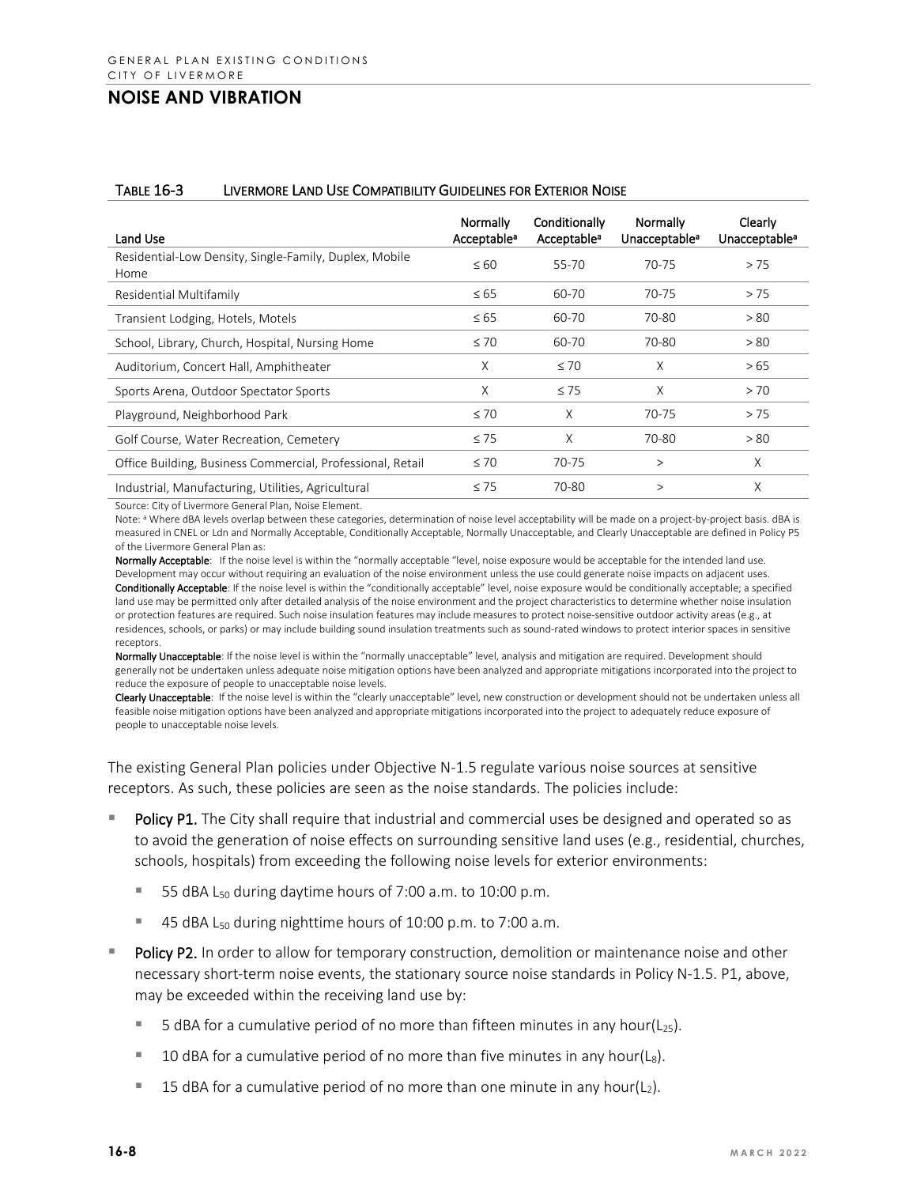## NOISE AND VIBRATION

**TABLE 16-3 LIVERMORE LAND USE COMPATIBILITY GUIDELINES FOR EXTERIOR NOISE**

| Land Use | Normally Acceptable[a] | Conditionally Acceptable[a] | Normally Unacceptable[a] | Clearly Unacceptable[a] |
|---|---|---|---|---|
| Residential-Low Density, Single-Family, Duplex, Mobile Home | ≤ 60 | 55-70 | 70-75 | > 75 |
| Residential Multifamily | ≤ 65 | 60-70 | 70-75 | > 75 |
| Transient Lodging, Hotels, Motels | ≤ 65 | 60-70 | 70-80 | > 80 |
| School, Library, Church, Hospital, Nursing Home | ≤ 70 | 60-70 | 70-80 | > 80 |
| Auditorium, Concert Hall, Amphitheater | X | ≤ 70 | X | > 65 |
| Sports Arena, Outdoor Spectator Sports | X | ≤ 75 | X | > 70 |
| Playground, Neighborhood Park | ≤ 70 | X | 70-75 | > 75 |
| Golf Course, Water Recreation, Cemetery | ≤ 75 | X | 70-80 | > 80 |
| Office Building, Business Commercial, Professional, Retail | ≤ 70 | 70-75 | > | X |
| Industrial, Manufacturing, Utilities, Agricultural | ≤ 75 | 70-80 | > | X |

Source: City of Livermore General Plan, Noise Element.

Note: [a] Where dBA levels overlap between these categories, determination of noise level acceptability will be made on a project-by-project basis. dBA is measured in CNEL or Ldn and Normally Acceptable, Conditionally Acceptable, Normally Unacceptable, and Clearly Unacceptable are defined in Policy P5 of the Livermore General Plan as:

**Normally Acceptable**: If the noise level is within the "normally acceptable "level, noise exposure would be acceptable for the intended land use. Development may occur without requiring an evaluation of the noise environment unless the use could generate noise impacts on adjacent uses.

**Conditionally Acceptable**: If the noise level is within the "conditionally acceptable" level, noise exposure would be conditionally acceptable; a specified land use may be permitted only after detailed analysis of the noise environment and the project characteristics to determine whether noise insulation or protection features are required. Such noise insulation features may include measures to protect noise-sensitive outdoor activity areas (e.g., at residences, schools, or parks) or may include building sound insulation treatments such as sound-rated windows to protect interior spaces in sensitive receptors.

**Normally Unacceptable**: If the noise level is within the "normally unacceptable" level, analysis and mitigation are required. Development should generally not be undertaken unless adequate noise mitigation options have been analyzed and appropriate mitigations incorporated into the project to reduce the exposure of people to unacceptable noise levels.

**Clearly Unacceptable**: If the noise level is within the "clearly unacceptable" level, new construction or development should not be undertaken unless all feasible noise mitigation options have been analyzed and appropriate mitigations incorporated into the project to adequately reduce exposure of people to unacceptable noise levels.

The existing General Plan policies under Objective N-1.5 regulate various noise sources at sensitive receptors. As such, these policies are seen as the noise standards. The policies include:

- **Policy P1.** The City shall require that industrial and commercial uses be designed and operated so as to avoid the generation of noise effects on surrounding sensitive land uses (e.g., residential, churches, schools, hospitals) from exceeding the following noise levels for exterior environments:
  - 55 dBA $L_{50}$ during daytime hours of 7:00 a.m. to 10:00 p.m.
  - 45 dBA $L_{50}$ during nighttime hours of 10:00 p.m. to 7:00 a.m.
- **Policy P2.** In order to allow for temporary construction, demolition or maintenance noise and other necessary short-term noise events, the stationary source noise standards in Policy N-1.5. P1, above, may be exceeded within the receiving land use by:
  - 5 dBA for a cumulative period of no more than fifteen minutes in any hour($L_{25}$).
  - 10 dBA for a cumulative period of no more than five minutes in any hour($L_{8}$).
  - 15 dBA for a cumulative period of no more than one minute in any hour($L_{2}$).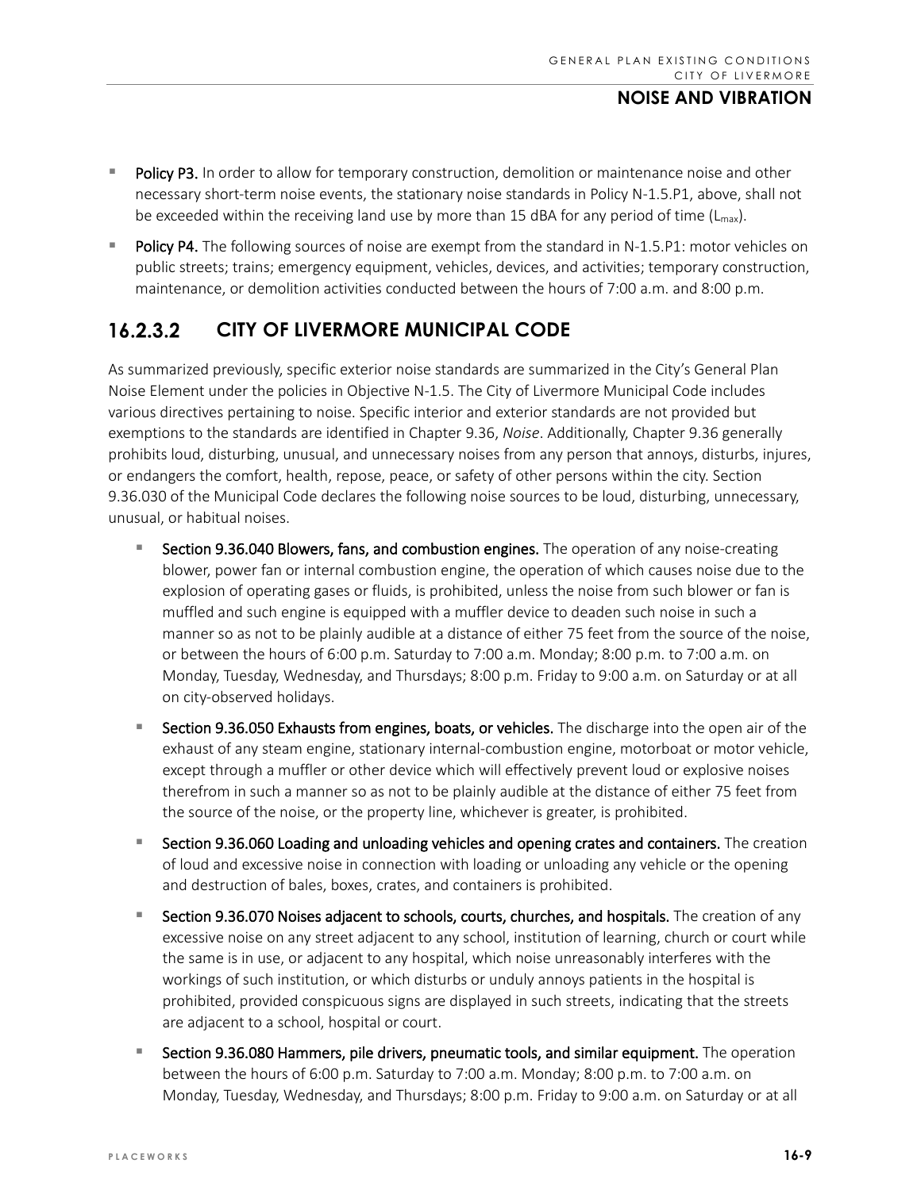- **Policy P3.** In order to allow for temporary construction, demolition or maintenance noise and other necessary short-term noise events, the stationary noise standards in Policy N-1.5.P1, above, shall not be exceeded within the receiving land use by more than 15 dBA for any period of time ($L_{max}$).
- **Policy P4.** The following sources of noise are exempt from the standard in N-1.5.P1: motor vehicles on public streets; trains; emergency equipment, vehicles, devices, and activities; temporary construction, maintenance, or demolition activities conducted between the hours of 7:00 a.m. and 8:00 p.m.

## 16.2.3.2 CITY OF LIVERMORE MUNICIPAL CODE

As summarized previously, specific exterior noise standards are summarized in the City's General Plan Noise Element under the policies in Objective N-1.5. The City of Livermore Municipal Code includes various directives pertaining to noise. Specific interior and exterior standards are not provided but exemptions to the standards are identified in Chapter 9.36, *Noise*. Additionally, Chapter 9.36 generally prohibits loud, disturbing, unusual, and unnecessary noises from any person that annoys, disturbs, injures, or endangers the comfort, health, repose, peace, or safety of other persons within the city. Section 9.36.030 of the Municipal Code declares the following noise sources to be loud, disturbing, unnecessary, unusual, or habitual noises.

- **Section 9.36.040 Blowers, fans, and combustion engines.** The operation of any noise-creating blower, power fan or internal combustion engine, the operation of which causes noise due to the explosion of operating gases or fluids, is prohibited, unless the noise from such blower or fan is muffled and such engine is equipped with a muffler device to deaden such noise in such a manner so as not to be plainly audible at a distance of either 75 feet from the source of the noise, or between the hours of 6:00 p.m. Saturday to 7:00 a.m. Monday; 8:00 p.m. to 7:00 a.m. on Monday, Tuesday, Wednesday, and Thursdays; 8:00 p.m. Friday to 9:00 a.m. on Saturday or at all on city-observed holidays.
- **Section 9.36.050 Exhausts from engines, boats, or vehicles.** The discharge into the open air of the exhaust of any steam engine, stationary internal-combustion engine, motorboat or motor vehicle, except through a muffler or other device which will effectively prevent loud or explosive noises therefrom in such a manner so as not to be plainly audible at the distance of either 75 feet from the source of the noise, or the property line, whichever is greater, is prohibited.
- **Section 9.36.060 Loading and unloading vehicles and opening crates and containers.** The creation of loud and excessive noise in connection with loading or unloading any vehicle or the opening and destruction of bales, boxes, crates, and containers is prohibited.
- **Section 9.36.070 Noises adjacent to schools, courts, churches, and hospitals.** The creation of any excessive noise on any street adjacent to any school, institution of learning, church or court while the same is in use, or adjacent to any hospital, which noise unreasonably interferes with the workings of such institution, or which disturbs or unduly annoys patients in the hospital is prohibited, provided conspicuous signs are displayed in such streets, indicating that the streets are adjacent to a school, hospital or court.
- **Section 9.36.080 Hammers, pile drivers, pneumatic tools, and similar equipment.** The operation between the hours of 6:00 p.m. Saturday to 7:00 a.m. Monday; 8:00 p.m. to 7:00 a.m. on Monday, Tuesday, Wednesday, and Thursdays; 8:00 p.m. Friday to 9:00 a.m. on Saturday or at all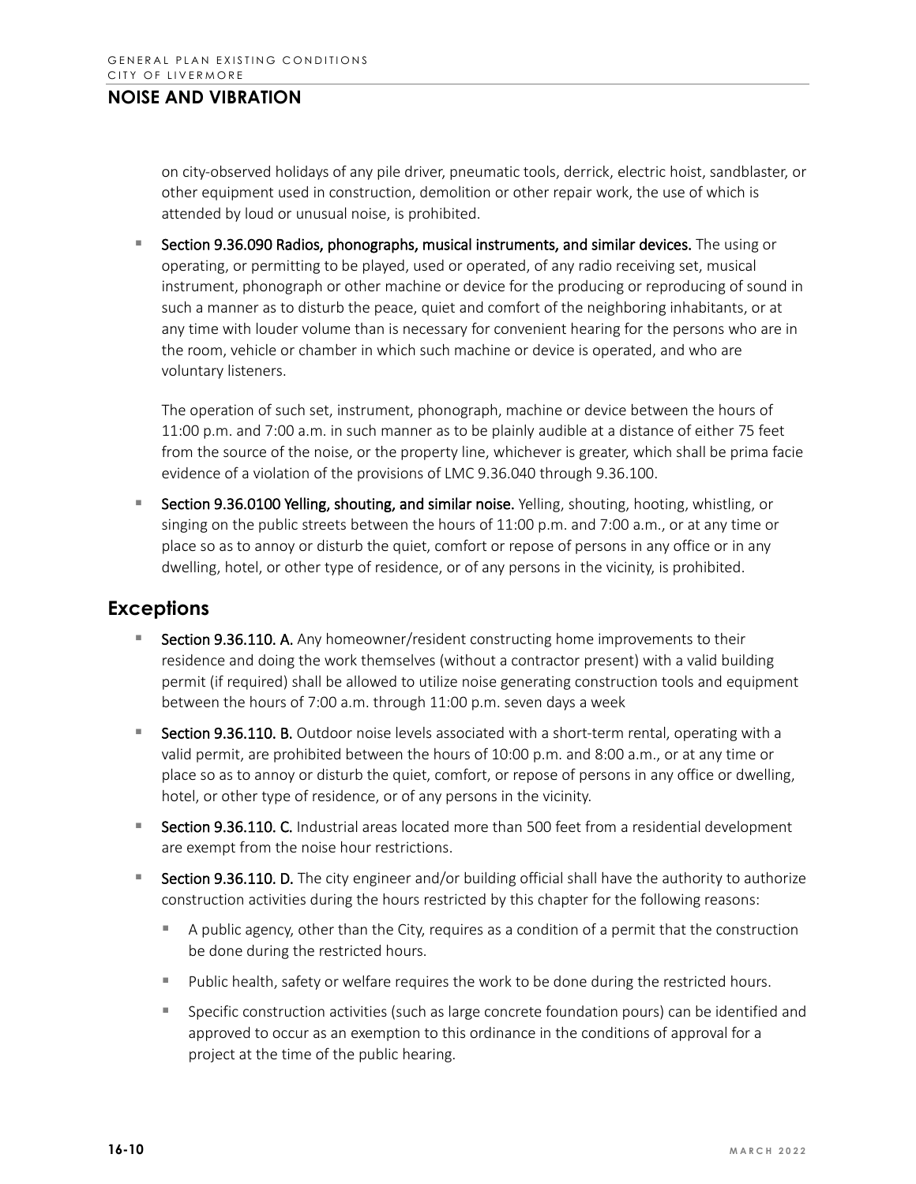on city-observed holidays of any pile driver, pneumatic tools, derrick, electric hoist, sandblaster, or other equipment used in construction, demolition or other repair work, the use of which is attended by loud or unusual noise, is prohibited.

- **Section 9.36.090 Radios, phonographs, musical instruments, and similar devices.** The using or operating, or permitting to be played, used or operated, of any radio receiving set, musical instrument, phonograph or other machine or device for the producing or reproducing of sound in such a manner as to disturb the peace, quiet and comfort of the neighboring inhabitants, or at any time with louder volume than is necessary for convenient hearing for the persons who are in the room, vehicle or chamber in which such machine or device is operated, and who are voluntary listeners.

  The operation of such set, instrument, phonograph, machine or device between the hours of 11:00 p.m. and 7:00 a.m. in such manner as to be plainly audible at a distance of either 75 feet from the source of the noise, or the property line, whichever is greater, which shall be prima facie evidence of a violation of the provisions of LMC 9.36.040 through 9.36.100.

- **Section 9.36.0100 Yelling, shouting, and similar noise.** Yelling, shouting, hooting, whistling, or singing on the public streets between the hours of 11:00 p.m. and 7:00 a.m., or at any time or place so as to annoy or disturb the quiet, comfort or repose of persons in any office or in any dwelling, hotel, or other type of residence, or of any persons in the vicinity, is prohibited.

## Exceptions

- **Section 9.36.110. A.** Any homeowner/resident constructing home improvements to their residence and doing the work themselves (without a contractor present) with a valid building permit (if required) shall be allowed to utilize noise generating construction tools and equipment between the hours of 7:00 a.m. through 11:00 p.m. seven days a week
- **Section 9.36.110. B.** Outdoor noise levels associated with a short-term rental, operating with a valid permit, are prohibited between the hours of 10:00 p.m. and 8:00 a.m., or at any time or place so as to annoy or disturb the quiet, comfort, or repose of persons in any office or dwelling, hotel, or other type of residence, or of any persons in the vicinity.
- **Section 9.36.110. C.** Industrial areas located more than 500 feet from a residential development are exempt from the noise hour restrictions.
- **Section 9.36.110. D.** The city engineer and/or building official shall have the authority to authorize construction activities during the hours restricted by this chapter for the following reasons:
  - A public agency, other than the City, requires as a condition of a permit that the construction be done during the restricted hours.
  - Public health, safety or welfare requires the work to be done during the restricted hours.
  - Specific construction activities (such as large concrete foundation pours) can be identified and approved to occur as an exemption to this ordinance in the conditions of approval for a project at the time of the public hearing.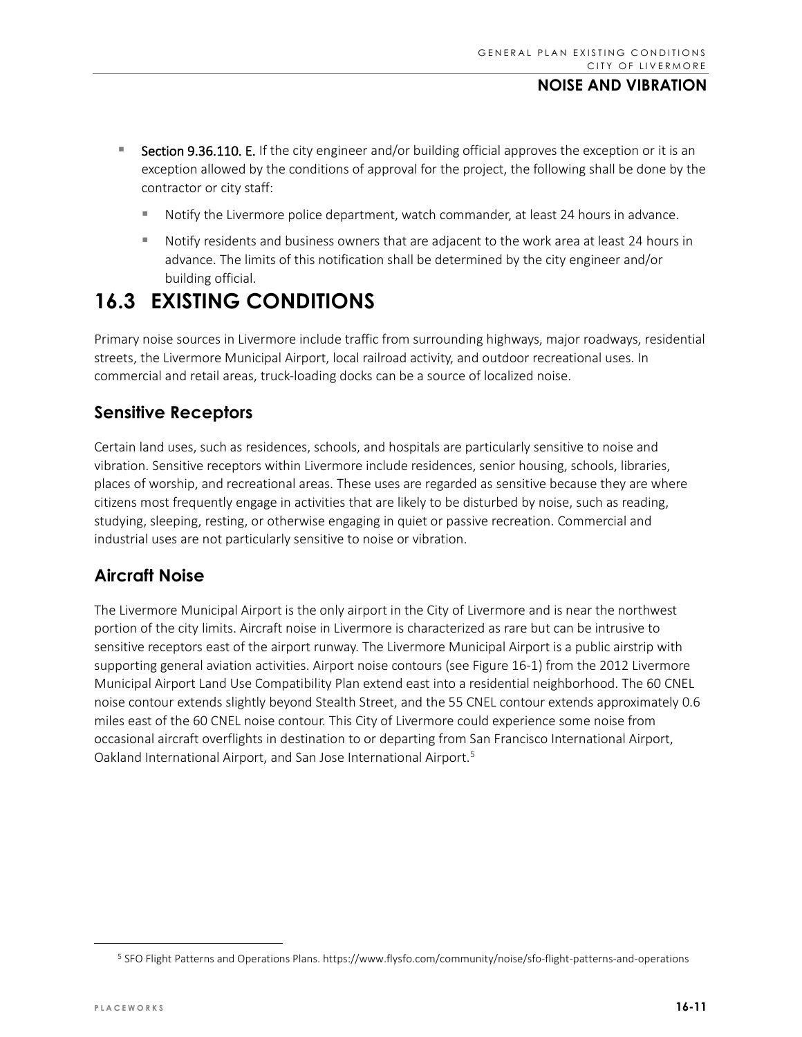- **Section 9.36.110. E.** If the city engineer and/or building official approves the exception or it is an exception allowed by the conditions of approval for the project, the following shall be done by the contractor or city staff:
  - Notify the Livermore police department, watch commander, at least 24 hours in advance.
  - Notify residents and business owners that are adjacent to the work area at least 24 hours in advance. The limits of this notification shall be determined by the city engineer and/or building official.

# 16.3 EXISTING CONDITIONS

Primary noise sources in Livermore include traffic from surrounding highways, major roadways, residential streets, the Livermore Municipal Airport, local railroad activity, and outdoor recreational uses. In commercial and retail areas, truck-loading docks can be a source of localized noise.

## Sensitive Receptors

Certain land uses, such as residences, schools, and hospitals are particularly sensitive to noise and vibration. Sensitive receptors within Livermore include residences, senior housing, schools, libraries, places of worship, and recreational areas. These uses are regarded as sensitive because they are where citizens most frequently engage in activities that are likely to be disturbed by noise, such as reading, studying, sleeping, resting, or otherwise engaging in quiet or passive recreation. Commercial and industrial uses are not particularly sensitive to noise or vibration.

## Aircraft Noise

The Livermore Municipal Airport is the only airport in the City of Livermore and is near the northwest portion of the city limits. Aircraft noise in Livermore is characterized as rare but can be intrusive to sensitive receptors east of the airport runway. The Livermore Municipal Airport is a public airstrip with supporting general aviation activities. Airport noise contours (see Figure 16-1) from the 2012 Livermore Municipal Airport Land Use Compatibility Plan extend east into a residential neighborhood. The 60 CNEL noise contour extends slightly beyond Stealth Street, and the 55 CNEL contour extends approximately 0.6 miles east of the 60 CNEL noise contour. This City of Livermore could experience some noise from occasional aircraft overflights in destination to or departing from San Francisco International Airport, Oakland International Airport, and San Jose International Airport.[5]

---

[5] SFO Flight Patterns and Operations Plans. https://www.flysfo.com/community/noise/sfo-flight-patterns-and-operations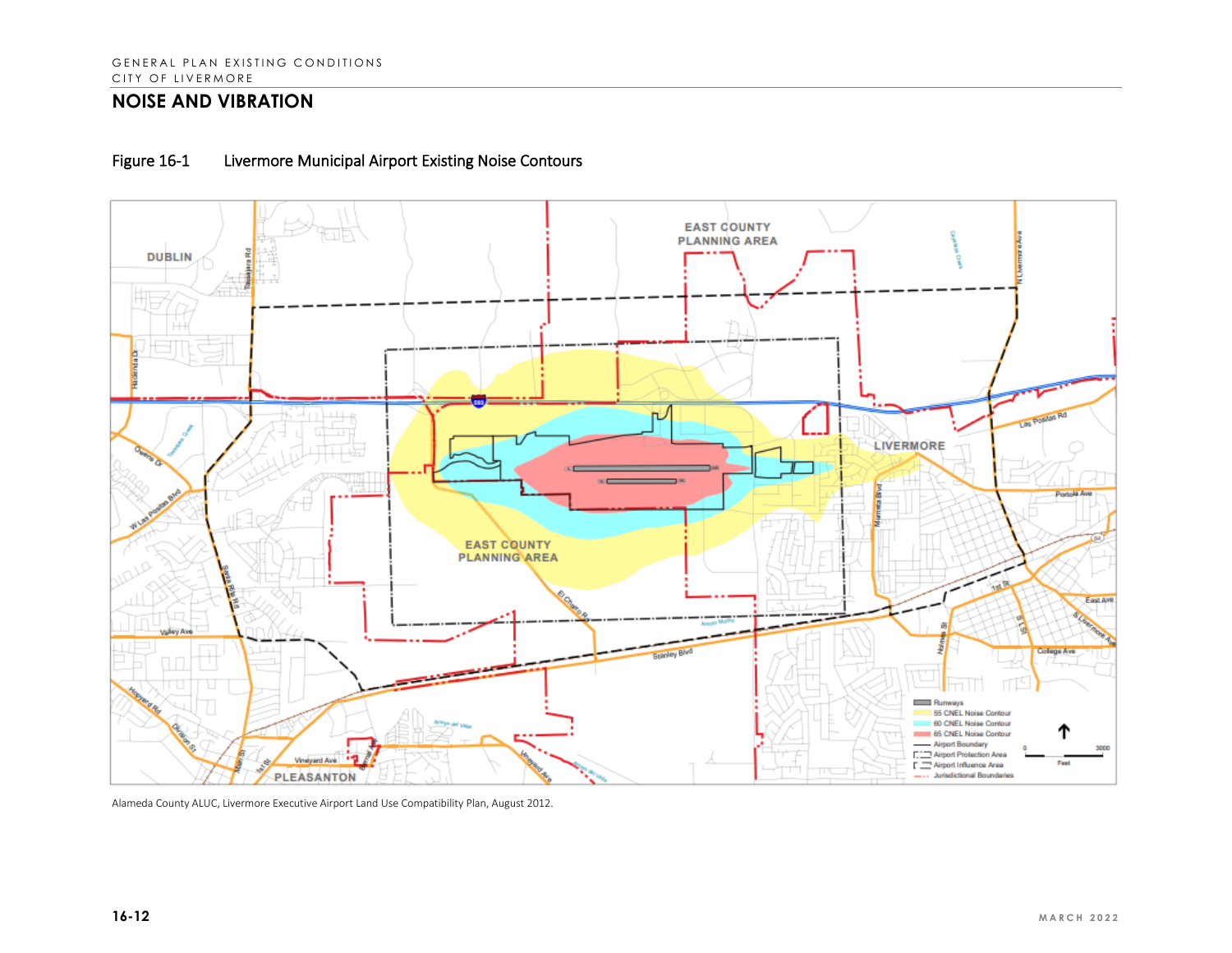## NOISE AND VIBRATION

Figure 16-1 Livermore Municipal Airport Existing Noise Contours

Alameda County ALUC, Livermore Executive Airport Land Use Compatibility Plan, August 2012.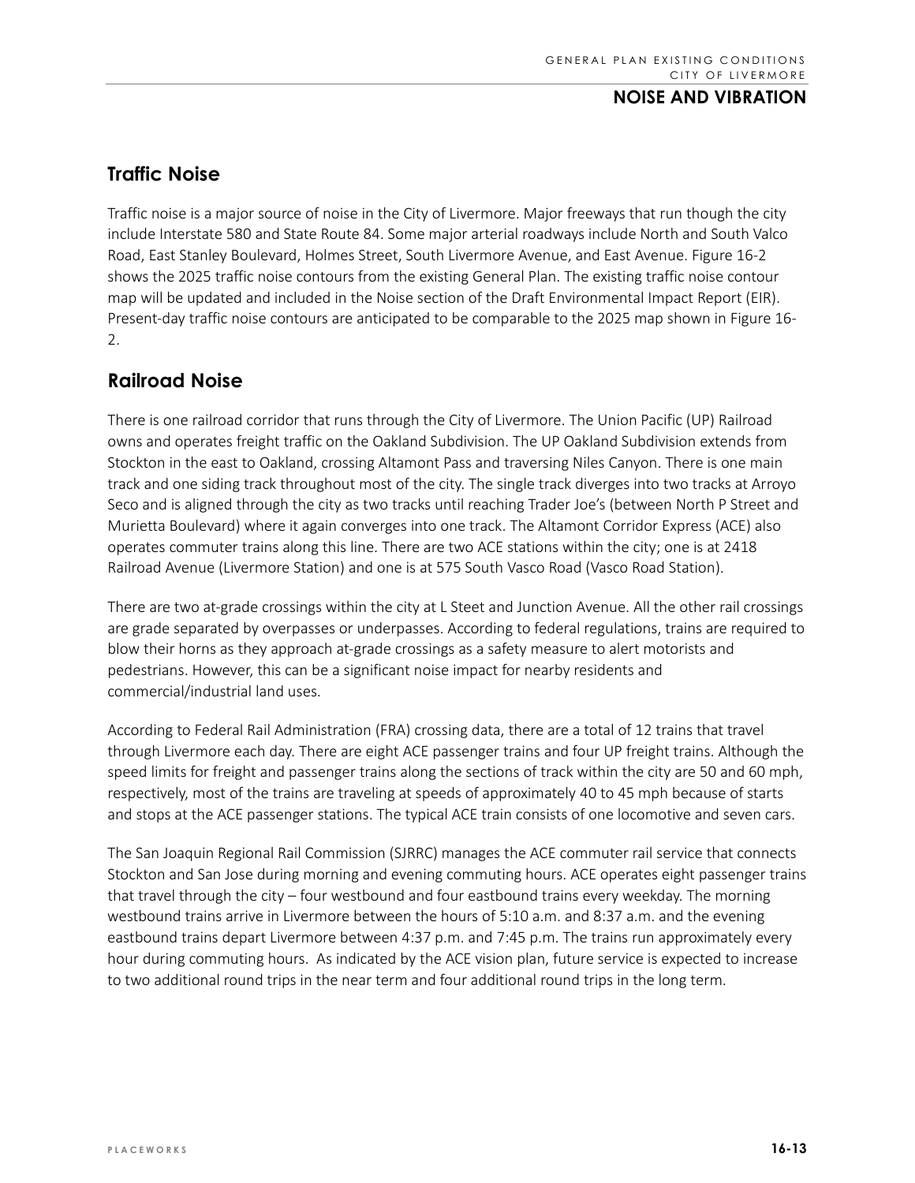## Traffic Noise

Traffic noise is a major source of noise in the City of Livermore. Major freeways that run though the city include Interstate 580 and State Route 84. Some major arterial roadways include North and South Valco Road, East Stanley Boulevard, Holmes Street, South Livermore Avenue, and East Avenue. Figure 16-2 shows the 2025 traffic noise contours from the existing General Plan. The existing traffic noise contour map will be updated and included in the Noise section of the Draft Environmental Impact Report (EIR). Present-day traffic noise contours are anticipated to be comparable to the 2025 map shown in Figure 16-2.

## Railroad Noise

There is one railroad corridor that runs through the City of Livermore. The Union Pacific (UP) Railroad owns and operates freight traffic on the Oakland Subdivision. The UP Oakland Subdivision extends from Stockton in the east to Oakland, crossing Altamont Pass and traversing Niles Canyon. There is one main track and one siding track throughout most of the city. The single track diverges into two tracks at Arroyo Seco and is aligned through the city as two tracks until reaching Trader Joe's (between North P Street and Murietta Boulevard) where it again converges into one track. The Altamont Corridor Express (ACE) also operates commuter trains along this line. There are two ACE stations within the city; one is at 2418 Railroad Avenue (Livermore Station) and one is at 575 South Vasco Road (Vasco Road Station).

There are two at-grade crossings within the city at L Steet and Junction Avenue. All the other rail crossings are grade separated by overpasses or underpasses. According to federal regulations, trains are required to blow their horns as they approach at-grade crossings as a safety measure to alert motorists and pedestrians. However, this can be a significant noise impact for nearby residents and commercial/industrial land uses.

According to Federal Rail Administration (FRA) crossing data, there are a total of 12 trains that travel through Livermore each day. There are eight ACE passenger trains and four UP freight trains. Although the speed limits for freight and passenger trains along the sections of track within the city are 50 and 60 mph, respectively, most of the trains are traveling at speeds of approximately 40 to 45 mph because of starts and stops at the ACE passenger stations. The typical ACE train consists of one locomotive and seven cars.

The San Joaquin Regional Rail Commission (SJRRC) manages the ACE commuter rail service that connects Stockton and San Jose during morning and evening commuting hours. ACE operates eight passenger trains that travel through the city – four westbound and four eastbound trains every weekday. The morning westbound trains arrive in Livermore between the hours of 5:10 a.m. and 8:37 a.m. and the evening eastbound trains depart Livermore between 4:37 p.m. and 7:45 p.m. The trains run approximately every hour during commuting hours. As indicated by the ACE vision plan, future service is expected to increase to two additional round trips in the near term and four additional round trips in the long term.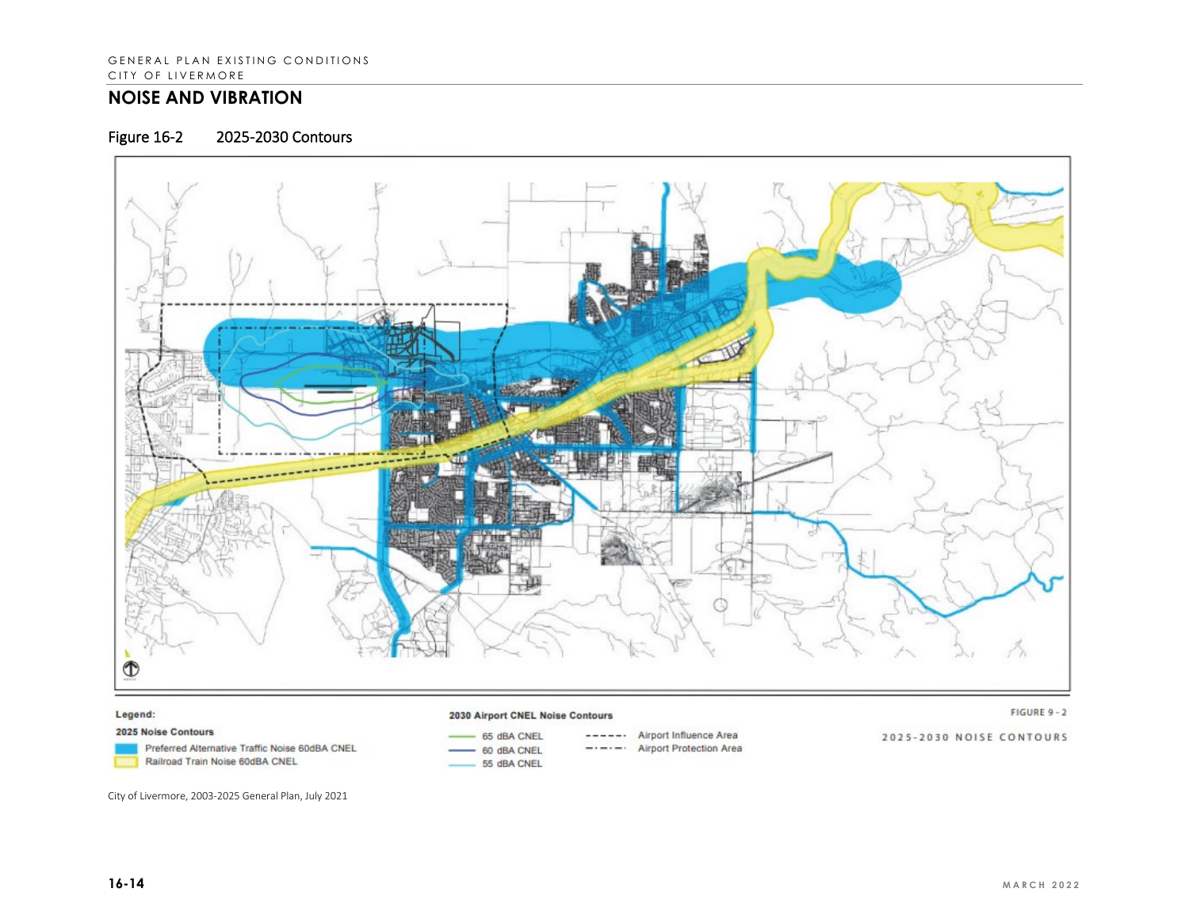## NOISE AND VIBRATION

Figure 16-2 2025-2030 Contours

**Legend:**

**2025 Noise Contours**

- Preferred Alternative Traffic Noise 60dBA CNEL
- Railroad Train Noise 60dBA CNEL

**2030 Airport CNEL Noise Contours**

- 65 dBA CNEL
- 60 dBA CNEL
- 55 dBA CNEL
- Airport Influence Area
- Airport Protection Area

FIGURE 9 - 2

2025-2030 NOISE CONTOURS

City of Livermore, 2003-2025 General Plan, July 2021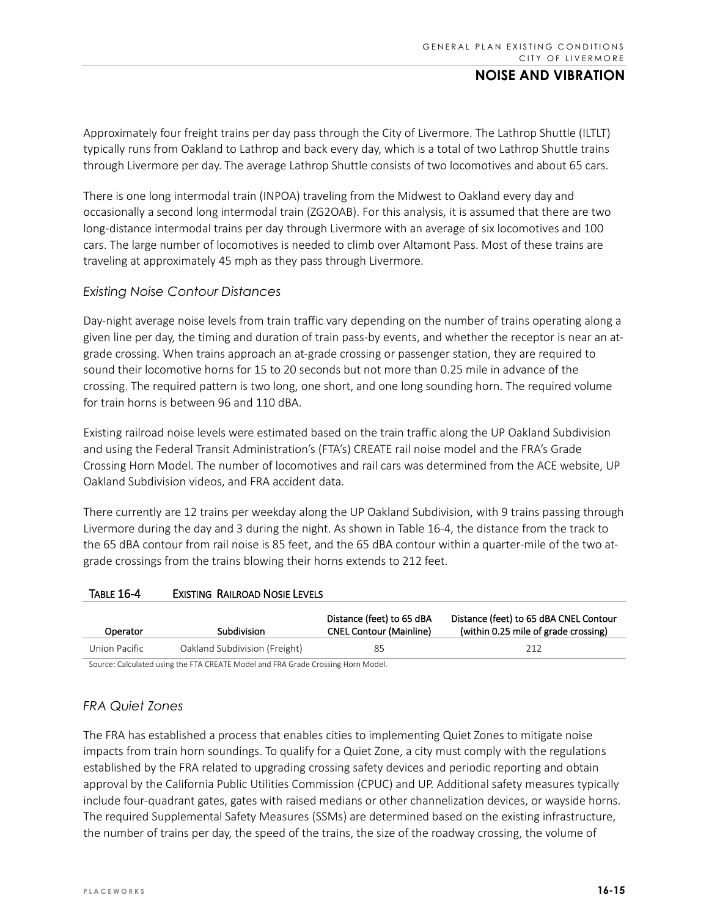Approximately four freight trains per day pass through the City of Livermore. The Lathrop Shuttle (ILTLT) typically runs from Oakland to Lathrop and back every day, which is a total of two Lathrop Shuttle trains through Livermore per day. The average Lathrop Shuttle consists of two locomotives and about 65 cars.

There is one long intermodal train (INPOA) traveling from the Midwest to Oakland every day and occasionally a second long intermodal train (ZG2OAB). For this analysis, it is assumed that there are two long-distance intermodal trains per day through Livermore with an average of six locomotives and 100 cars. The large number of locomotives is needed to climb over Altamont Pass. Most of these trains are traveling at approximately 45 mph as they pass through Livermore.

### *Existing Noise Contour Distances*

Day-night average noise levels from train traffic vary depending on the number of trains operating along a given line per day, the timing and duration of train pass-by events, and whether the receptor is near an at-grade crossing. When trains approach an at-grade crossing or passenger station, they are required to sound their locomotive horns for 15 to 20 seconds but not more than 0.25 mile in advance of the crossing. The required pattern is two long, one short, and one long sounding horn. The required volume for train horns is between 96 and 110 dBA.

Existing railroad noise levels were estimated based on the train traffic along the UP Oakland Subdivision and using the Federal Transit Administration's (FTA's) CREATE rail noise model and the FRA's Grade Crossing Horn Model. The number of locomotives and rail cars was determined from the ACE website, UP Oakland Subdivision videos, and FRA accident data.

There currently are 12 trains per weekday along the UP Oakland Subdivision, with 9 trains passing through Livermore during the day and 3 during the night. As shown in Table 16-4, the distance from the track to the 65 dBA contour from rail noise is 85 feet, and the 65 dBA contour within a quarter-mile of the two at-grade crossings from the trains blowing their horns extends to 212 feet.

**TABLE 16-4 EXISTING RAILROAD NOSIE LEVELS**

| Operator | Subdivision | Distance (feet) to 65 dBA CNEL Contour (Mainline) | Distance (feet) to 65 dBA CNEL Contour (within 0.25 mile of grade crossing) |
|---|---|---|---|
| Union Pacific | Oakland Subdivision (Freight) | 85 | 212 |

Source: Calculated using the FTA CREATE Model and FRA Grade Crossing Horn Model.

### *FRA Quiet Zones*

The FRA has established a process that enables cities to implementing Quiet Zones to mitigate noise impacts from train horn soundings. To qualify for a Quiet Zone, a city must comply with the regulations established by the FRA related to upgrading crossing safety devices and periodic reporting and obtain approval by the California Public Utilities Commission (CPUC) and UP. Additional safety measures typically include four-quadrant gates, gates with raised medians or other channelization devices, or wayside horns. The required Supplemental Safety Measures (SSMs) are determined based on the existing infrastructure, the number of trains per day, the speed of the trains, the size of the roadway crossing, the volume of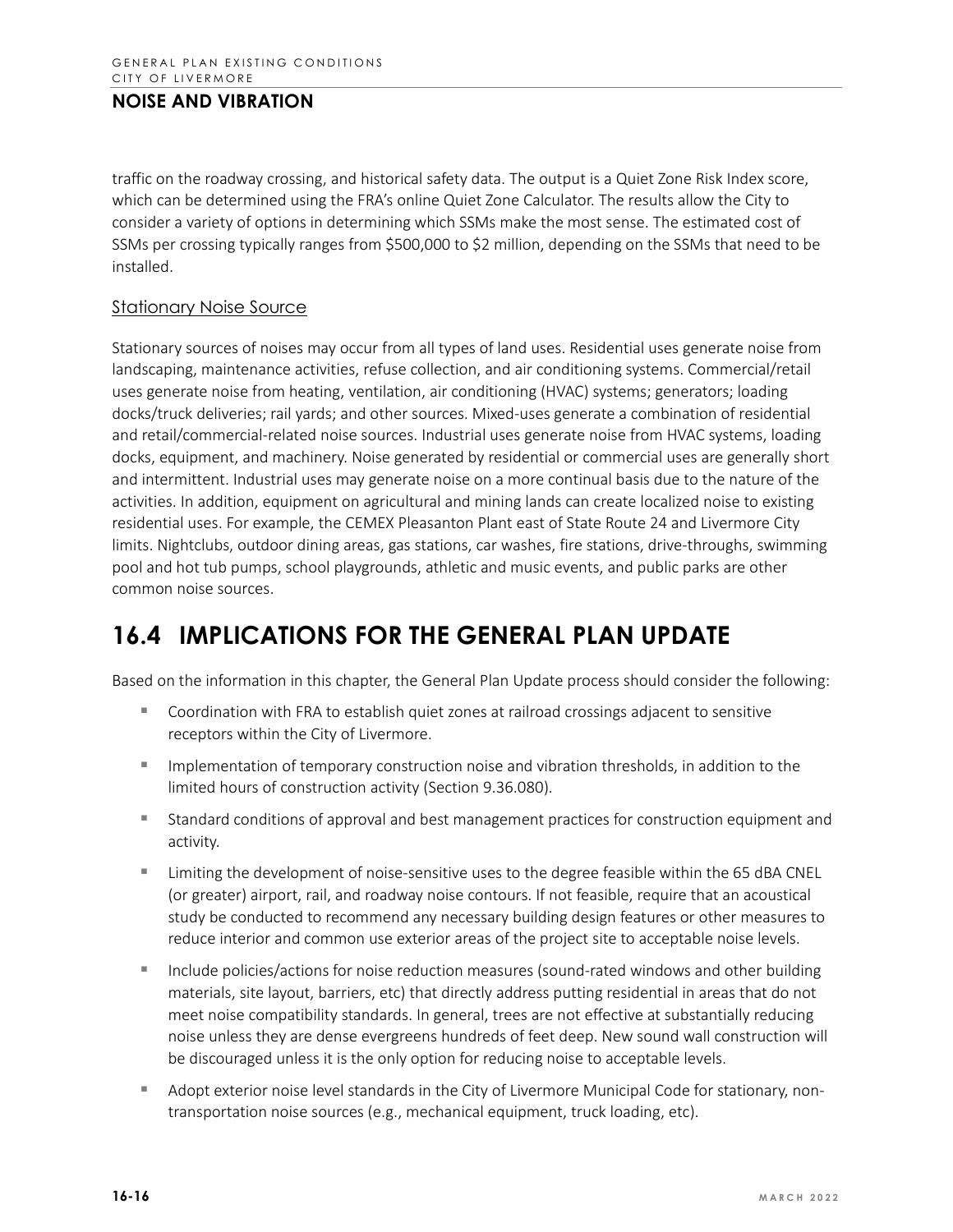traffic on the roadway crossing, and historical safety data. The output is a Quiet Zone Risk Index score, which can be determined using the FRA's online Quiet Zone Calculator. The results allow the City to consider a variety of options in determining which SSMs make the most sense. The estimated cost of SSMs per crossing typically ranges from $500,000 to $2 million, depending on the SSMs that need to be installed.

### Stationary Noise Source

Stationary sources of noises may occur from all types of land uses. Residential uses generate noise from landscaping, maintenance activities, refuse collection, and air conditioning systems. Commercial/retail uses generate noise from heating, ventilation, air conditioning (HVAC) systems; generators; loading docks/truck deliveries; rail yards; and other sources. Mixed-uses generate a combination of residential and retail/commercial-related noise sources. Industrial uses generate noise from HVAC systems, loading docks, equipment, and machinery. Noise generated by residential or commercial uses are generally short and intermittent. Industrial uses may generate noise on a more continual basis due to the nature of the activities. In addition, equipment on agricultural and mining lands can create localized noise to existing residential uses. For example, the CEMEX Pleasanton Plant east of State Route 24 and Livermore City limits. Nightclubs, outdoor dining areas, gas stations, car washes, fire stations, drive-throughs, swimming pool and hot tub pumps, school playgrounds, athletic and music events, and public parks are other common noise sources.

## 16.4 IMPLICATIONS FOR THE GENERAL PLAN UPDATE

Based on the information in this chapter, the General Plan Update process should consider the following:

- Coordination with FRA to establish quiet zones at railroad crossings adjacent to sensitive receptors within the City of Livermore.
- Implementation of temporary construction noise and vibration thresholds, in addition to the limited hours of construction activity (Section 9.36.080).
- Standard conditions of approval and best management practices for construction equipment and activity.
- Limiting the development of noise-sensitive uses to the degree feasible within the 65 dBA CNEL (or greater) airport, rail, and roadway noise contours. If not feasible, require that an acoustical study be conducted to recommend any necessary building design features or other measures to reduce interior and common use exterior areas of the project site to acceptable noise levels.
- Include policies/actions for noise reduction measures (sound-rated windows and other building materials, site layout, barriers, etc) that directly address putting residential in areas that do not meet noise compatibility standards. In general, trees are not effective at substantially reducing noise unless they are dense evergreens hundreds of feet deep. New sound wall construction will be discouraged unless it is the only option for reducing noise to acceptable levels.
- Adopt exterior noise level standards in the City of Livermore Municipal Code for stationary, non-transportation noise sources (e.g., mechanical equipment, truck loading, etc).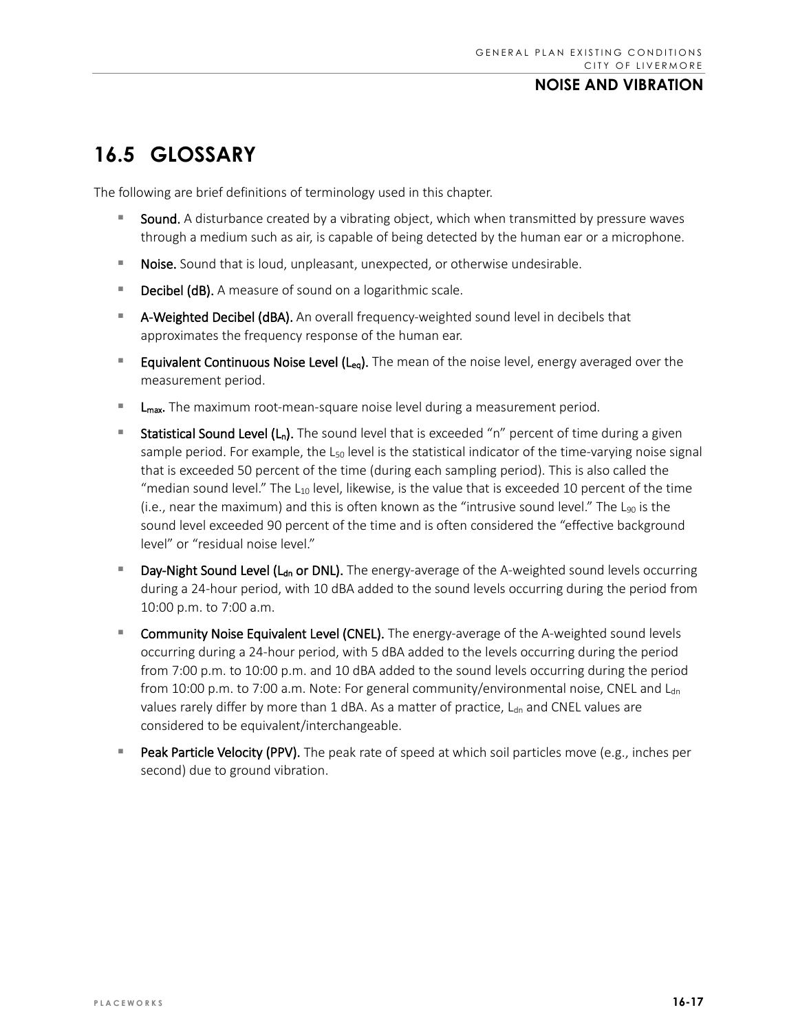## 16.5 GLOSSARY

The following are brief definitions of terminology used in this chapter.

- **Sound.** A disturbance created by a vibrating object, which when transmitted by pressure waves through a medium such as air, is capable of being detected by the human ear or a microphone.
- **Noise.** Sound that is loud, unpleasant, unexpected, or otherwise undesirable.
- **Decibel (dB).** A measure of sound on a logarithmic scale.
- **A-Weighted Decibel (dBA).** An overall frequency-weighted sound level in decibels that approximates the frequency response of the human ear.
- **Equivalent Continuous Noise Level ($L_{eq}$).** The mean of the noise level, energy averaged over the measurement period.
- **$L_{max}$.** The maximum root-mean-square noise level during a measurement period.
- **Statistical Sound Level ($L_n$).** The sound level that is exceeded "n" percent of time during a given sample period. For example, the $L_{50}$ level is the statistical indicator of the time-varying noise signal that is exceeded 50 percent of the time (during each sampling period). This is also called the "median sound level." The $L_{10}$ level, likewise, is the value that is exceeded 10 percent of the time (i.e., near the maximum) and this is often known as the "intrusive sound level." The $L_{90}$ is the sound level exceeded 90 percent of the time and is often considered the "effective background level" or "residual noise level."
- **Day-Night Sound Level ($L_{dn}$ or DNL).** The energy-average of the A-weighted sound levels occurring during a 24-hour period, with 10 dBA added to the sound levels occurring during the period from 10:00 p.m. to 7:00 a.m.
- **Community Noise Equivalent Level (CNEL).** The energy-average of the A-weighted sound levels occurring during a 24-hour period, with 5 dBA added to the levels occurring during the period from 7:00 p.m. to 10:00 p.m. and 10 dBA added to the sound levels occurring during the period from 10:00 p.m. to 7:00 a.m. Note: For general community/environmental noise, CNEL and $L_{dn}$ values rarely differ by more than 1 dBA. As a matter of practice, $L_{dn}$ and CNEL values are considered to be equivalent/interchangeable.
- **Peak Particle Velocity (PPV).** The peak rate of speed at which soil particles move (e.g., inches per second) due to ground vibration.